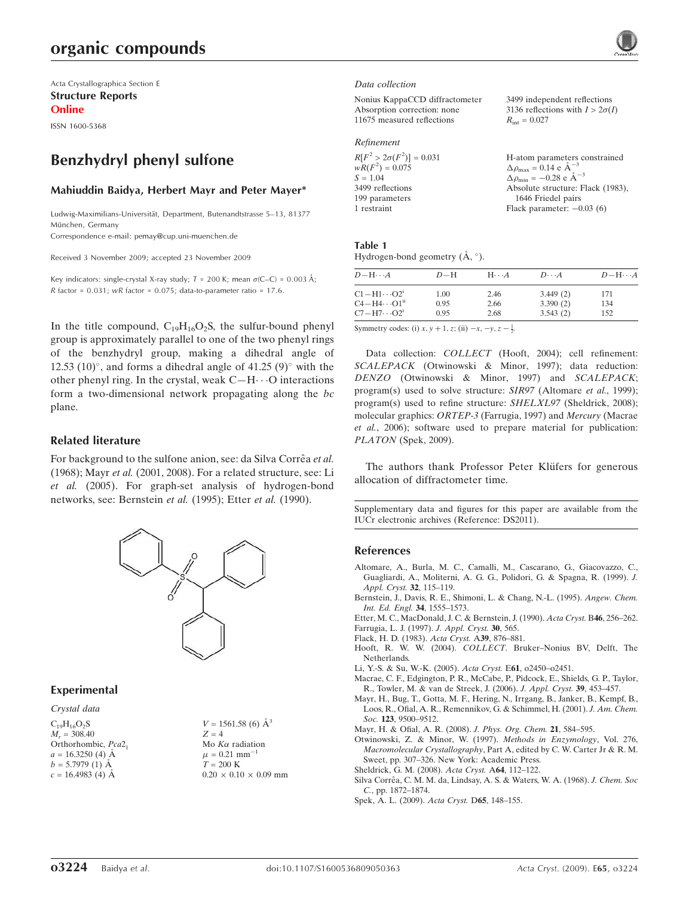Acta Crystallographica Section E

**Structure Reports Online**

ISSN 1600-5368

# Benzhydryl phenyl sulfone

**Mahiuddin Baidya, Herbert Mayr and Peter Mayer***

Ludwig-Maximilians-Universität, Department, Butenandtstrasse 5–13, 81377 München, Germany

Correspondence e-mail: pemay@cup.uni-muenchen.de

Received 3 November 2009; accepted 23 November 2009

Key indicators: single-crystal X-ray study; $T = 200$ K; mean $\sigma$(C–C) = 0.003 Å; $R$ factor = 0.031; $wR$ factor = 0.075; data-to-parameter ratio = 17.6.

In the title compound, $C_{19}H_{16}O_2S$, the sulfur-bound phenyl group is approximately parallel to one of the two phenyl rings of the benzhydryl group, making a dihedral angle of 12.53 (10)°, and forms a dihedral angle of 41.25 (9)° with the other phenyl ring. In the crystal, weak C—H⋯O interactions form a two-dimensional network propagating along the $bc$ plane.

## Related literature

For background to the sulfone anion, see: da Silva Corrêa *et al.* (1968); Mayr *et al.* (2001, 2008). For a related structure, see: Li *et al.* (2005). For graph-set analysis of hydrogen-bond networks, see: Bernstein *et al.* (1995); Etter *et al.* (1990).

## Experimental

### Crystal data

$C_{19}H_{16}O_2S$
$M_r = 308.40$
Orthorhombic, $Pca2_1$
$a = 16.3250$ (4) Å
$b = 5.7979$ (1) Å
$c = 16.4983$ (4) Å
$V = 1561.58$ (6) Å$^3$
$Z = 4$
Mo $K\alpha$ radiation
$\mu = 0.21$ mm$^{-1}$
$T = 200$ K
$0.20 \times 0.10 \times 0.09$ mm

### Data collection

Nonius KappaCCD diffractometer
Absorption correction: none
11675 measured reflections
3499 independent reflections
3136 reflections with $I > 2\sigma(I)$
$R_{int} = 0.027$

### Refinement

$R[F^2 > 2\sigma(F^2)] = 0.031$
$wR(F^2) = 0.075$
$S = 1.04$
3499 reflections
199 parameters
1 restraint
H-atom parameters constrained
$\Delta\rho_{max} = 0.14$ e Å$^{-3}$
$\Delta\rho_{min} = -0.28$ e Å$^{-3}$
Absolute structure: Flack (1983), 1646 Friedel pairs
Flack parameter: −0.03 (6)

**Table 1**
Hydrogen-bond geometry (Å, °).

| $D$—H⋯$A$ | $D$—H | H⋯$A$ | $D$⋯$A$ | $D$—H⋯$A$ |
|---|---|---|---|---|
| C1—H1⋯O2[i] | 1.00 | 2.46 | 3.449 (2) | 171 |
| C4—H4⋯O1[ii] | 0.95 | 2.66 | 3.390 (2) | 134 |
| C7—H7⋯O2[i] | 0.95 | 2.68 | 3.543 (2) | 152 |

Symmetry codes: (i) $x, y+1, z$; (ii) $-x, -y, z-\frac{1}{2}$.

Data collection: *COLLECT* (Hooft, 2004); cell refinement: *SCALEPACK* (Otwinowski & Minor, 1997); data reduction: *DENZO* (Otwinowski & Minor, 1997) and *SCALEPACK*; program(s) used to solve structure: *SIR97* (Altomare *et al.*, 1999); program(s) used to refine structure: *SHELXL97* (Sheldrick, 2008); molecular graphics: *ORTEP-3* (Farrugia, 1997) and *Mercury* (Macrae *et al.*, 2006); software used to prepare material for publication: *PLATON* (Spek, 2009).

The authors thank Professor Peter Klüfers for generous allocation of diffractometer time.

Supplementary data and figures for this paper are available from the IUCr electronic archives (Reference: DS2011).

## References

Altomare, A., Burla, M. C., Camalli, M., Cascarano, G., Giacovazzo, C., Guagliardi, A., Moliterni, A. G. G., Polidori, G. & Spagna, R. (1999). *J. Appl. Cryst.* **32**, 115–119.

Bernstein, J., Davis, R. E., Shimoni, L. & Chang, N.-L. (1995). *Angew. Chem. Int. Ed. Engl.* **34**, 1555–1573.

Etter, M. C., MacDonald, J. C. & Bernstein, J. (1990). *Acta Cryst.* B**46**, 256–262.

Farrugia, L. J. (1997). *J. Appl. Cryst.* **30**, 565.

Flack, H. D. (1983). *Acta Cryst.* A**39**, 876–881.

Hooft, R. W. W. (2004). *COLLECT*. Bruker–Nonius BV, Delft, The Netherlands.

Li, Y.-S. & Su, W.-K. (2005). *Acta Cryst.* E**61**, o2450–o2451.

Macrae, C. F., Edgington, P. R., McCabe, P., Pidcock, E., Shields, G. P., Taylor, R., Towler, M. & van de Streek, J. (2006). *J. Appl. Cryst.* **39**, 453–457.

Mayr, H., Bug, T., Gotta, M. F., Hering, N., Irrgang, B., Janker, B., Kempf, B., Loos, R., Ofial, A. R., Remennikov, G. & Schimmel, H. (2001). *J. Am. Chem. Soc.* **123**, 9500–9512.

Mayr, H. & Ofial, A. R. (2008). *J. Phys. Org. Chem.* **21**, 584–595.

Otwinowski, Z. & Minor, W. (1997). *Methods in Enzymology*, Vol. 276, *Macromolecular Crystallography*, Part A, edited by C. W. Carter Jr & R. M. Sweet, pp. 307–326. New York: Academic Press.

Sheldrick, G. M. (2008). *Acta Cryst.* A**64**, 112–122.

Silva Corrêa, C. M. M. da, Lindsay, A. S. & Waters, W. A. (1968). *J. Chem. Soc C.*, pp. 1872–1874.

Spek, A. L. (2009). *Acta Cryst.* D**65**, 148–155.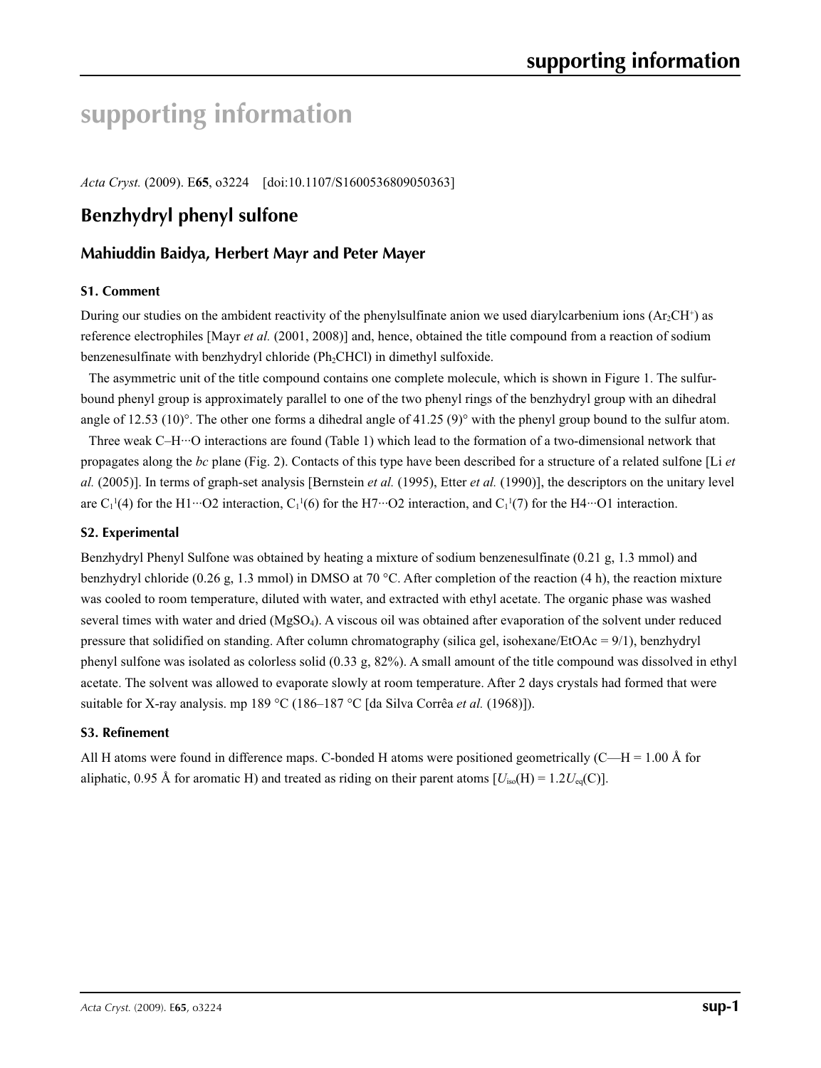# supporting information

*Acta Cryst.* (2009). E**65**, o3224    [doi:10.1107/S1600536809050363]

## Benzhydryl phenyl sulfone

### Mahiuddin Baidya, Herbert Mayr and Peter Mayer

#### S1. Comment

During our studies on the ambident reactivity of the phenylsulfinate anion we used diarylcarbenium ions ($Ar_2CH^+$) as reference electrophiles [Mayr *et al.* (2001, 2008)] and, hence, obtained the title compound from a reaction of sodium benzenesulfinate with benzhydryl chloride ($Ph_2CHCl$) in dimethyl sulfoxide.

The asymmetric unit of the title compound contains one complete molecule, which is shown in Figure 1. The sulfur-bound phenyl group is approximately parallel to one of the two phenyl rings of the benzhydryl group with an dihedral angle of 12.53 (10)°. The other one forms a dihedral angle of 41.25 (9)° with the phenyl group bound to the sulfur atom.

Three weak C–H···O interactions are found (Table 1) which lead to the formation of a two-dimensional network that propagates along the *bc* plane (Fig. 2). Contacts of this type have been described for a structure of a related sulfone [Li *et al.* (2005)]. In terms of graph-set analysis [Bernstein *et al.* (1995), Etter *et al.* (1990)], the descriptors on the unitary level are $C_1^1(4)$ for the H1···O2 interaction, $C_1^1(6)$ for the H7···O2 interaction, and $C_1^1(7)$ for the H4···O1 interaction.

#### S2. Experimental

Benzhydryl Phenyl Sulfone was obtained by heating a mixture of sodium benzenesulfinate (0.21 g, 1.3 mmol) and benzhydryl chloride (0.26 g, 1.3 mmol) in DMSO at 70 °C. After completion of the reaction (4 h), the reaction mixture was cooled to room temperature, diluted with water, and extracted with ethyl acetate. The organic phase was washed several times with water and dried ($MgSO_4$). A viscous oil was obtained after evaporation of the solvent under reduced pressure that solidified on standing. After column chromatography (silica gel, isohexane/EtOAc = 9/1), benzhydryl phenyl sulfone was isolated as colorless solid (0.33 g, 82%). A small amount of the title compound was dissolved in ethyl acetate. The solvent was allowed to evaporate slowly at room temperature. After 2 days crystals had formed that were suitable for X-ray analysis. mp 189 °C (186–187 °C [da Silva Corrêa *et al.* (1968)]).

#### S3. Refinement

All H atoms were found in difference maps. C-bonded H atoms were positioned geometrically (C—H = 1.00 Å for aliphatic, 0.95 Å for aromatic H) and treated as riding on their parent atoms [$U_{iso}(H) = 1.2U_{eq}(C)$].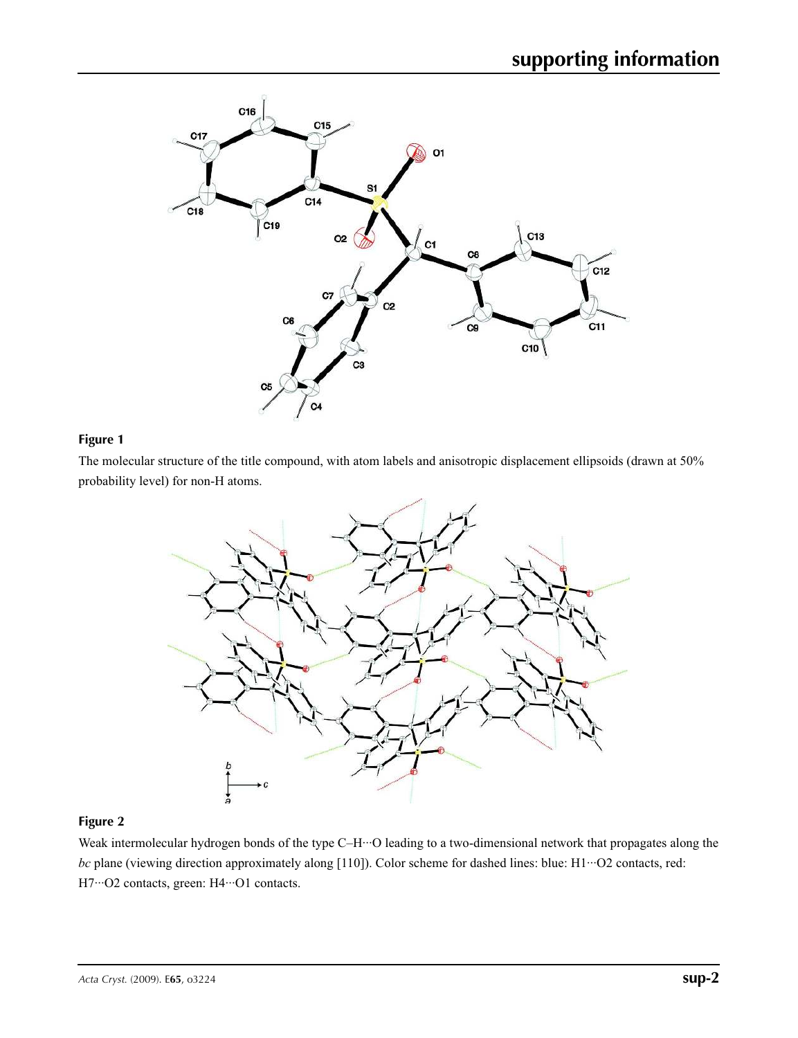**Figure 1**

The molecular structure of the title compound, with atom labels and anisotropic displacement ellipsoids (drawn at 50% probability level) for non-H atoms.

**Figure 2**

Weak intermolecular hydrogen bonds of the type C–H···O leading to a two-dimensional network that propagates along the *bc* plane (viewing direction approximately along [110]). Color scheme for dashed lines: blue: H1···O2 contacts, red: H7···O2 contacts, green: H4···O1 contacts.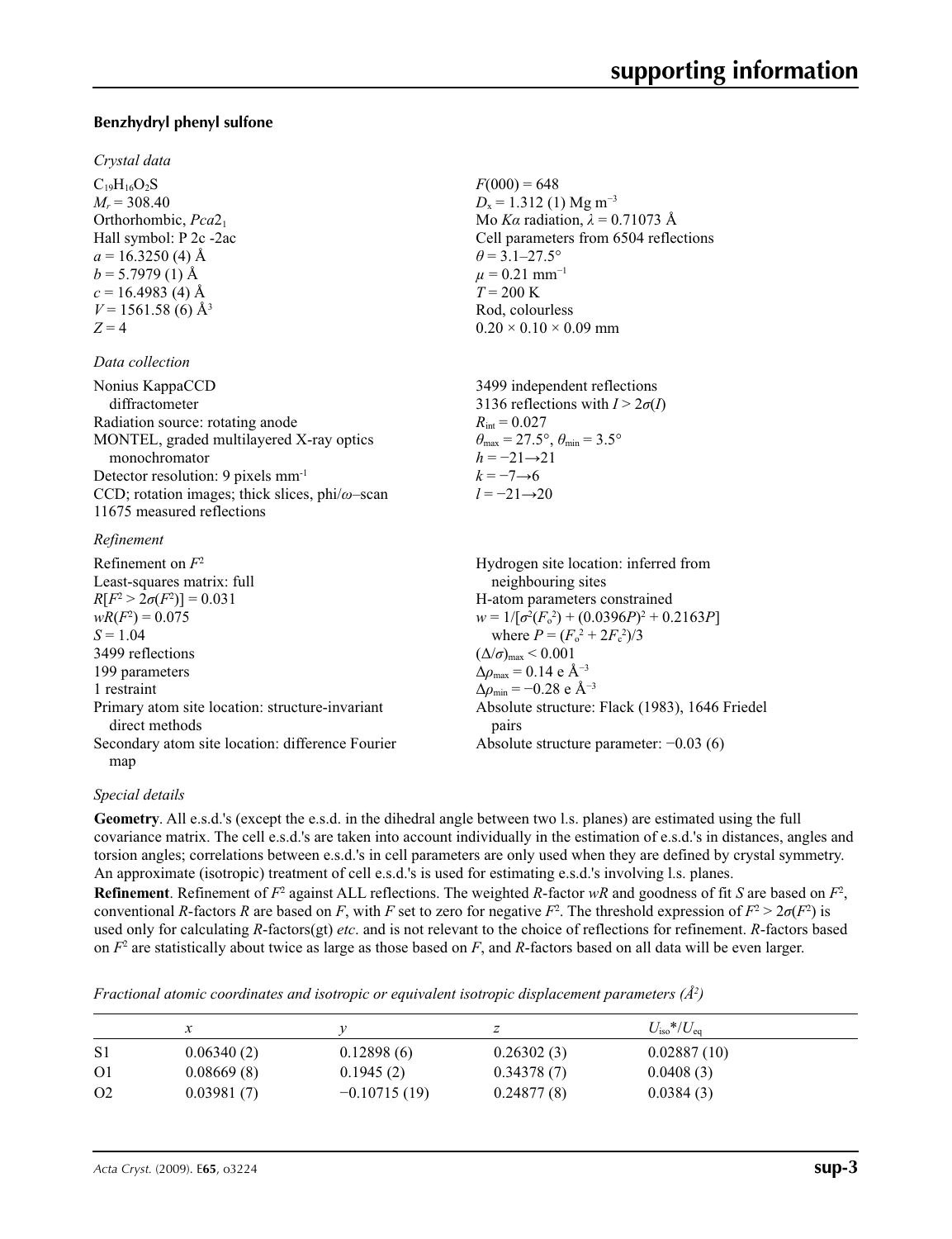**Benzhydryl phenyl sulfone**

*Crystal data*

$C_{19}H_{16}O_2S$
$M_r = 308.40$
Orthorhombic, $Pca2_1$
Hall symbol: P 2c -2ac
$a = 16.3250$ (4) Å
$b = 5.7979$ (1) Å
$c = 16.4983$ (4) Å
$V = 1561.58$ (6) Å$^3$
$Z = 4$
$F(000) = 648$
$D_x = 1.312$ (1) Mg m$^{-3}$
Mo $K\alpha$ radiation, $\lambda = 0.71073$ Å
Cell parameters from 6504 reflections
$\theta = 3.1$–$27.5°$
$\mu = 0.21$ mm$^{-1}$
$T = 200$ K
Rod, colourless
$0.20 \times 0.10 \times 0.09$ mm

*Data collection*

Nonius KappaCCD diffractometer
Radiation source: rotating anode
MONTEL, graded multilayered X-ray optics monochromator
Detector resolution: 9 pixels mm$^{-1}$
CCD; rotation images; thick slices, phi/$\omega$–scan
11675 measured reflections
3499 independent reflections
3136 reflections with $I > 2\sigma(I)$
$R_{int} = 0.027$
$\theta_{max} = 27.5°$, $\theta_{min} = 3.5°$
$h = -21 \rightarrow 21$
$k = -7 \rightarrow 6$
$l = -21 \rightarrow 20$

*Refinement*

Refinement on $F^2$
Least-squares matrix: full
$R[F^2 > 2\sigma(F^2)] = 0.031$
$wR(F^2) = 0.075$
$S = 1.04$
3499 reflections
199 parameters
1 restraint
Primary atom site location: structure-invariant direct methods
Secondary atom site location: difference Fourier map
Hydrogen site location: inferred from neighbouring sites
H-atom parameters constrained
$w = 1/[\sigma^2(F_o^2) + (0.0396P)^2 + 0.2163P]$
where $P = (F_o^2 + 2F_c^2)/3$
$(\Delta/\sigma)_{max} < 0.001$
$\Delta\rho_{max} = 0.14$ e Å$^{-3}$
$\Delta\rho_{min} = -0.28$ e Å$^{-3}$
Absolute structure: Flack (1983), 1646 Friedel pairs
Absolute structure parameter: −0.03 (6)

*Special details*

**Geometry**. All e.s.d.'s (except the e.s.d. in the dihedral angle between two l.s. planes) are estimated using the full covariance matrix. The cell e.s.d.'s are taken into account individually in the estimation of e.s.d.'s in distances, angles and torsion angles; correlations between e.s.d.'s in cell parameters are only used when they are defined by crystal symmetry. An approximate (isotropic) treatment of cell e.s.d.'s is used for estimating e.s.d.'s involving l.s. planes.

**Refinement**. Refinement of $F^2$ against ALL reflections. The weighted $R$-factor $wR$ and goodness of fit $S$ are based on $F^2$, conventional $R$-factors $R$ are based on $F$, with $F$ set to zero for negative $F^2$. The threshold expression of $F^2 > 2\sigma(F^2)$ is used only for calculating $R$-factors(gt) *etc*. and is not relevant to the choice of reflections for refinement. $R$-factors based on $F^2$ are statistically about twice as large as those based on $F$, and $R$-factors based on all data will be even larger.

*Fractional atomic coordinates and isotropic or equivalent isotropic displacement parameters (Å$^2$)*

| | $x$ | $y$ | $z$ | $U_{iso}$*/$U_{eq}$ |
|---|---|---|---|---|
| S1 | 0.06340 (2) | 0.12898 (6) | 0.26302 (3) | 0.02887 (10) |
| O1 | 0.08669 (8) | 0.1945 (2) | 0.34378 (7) | 0.0408 (3) |
| O2 | 0.03981 (7) | −0.10715 (19) | 0.24877 (8) | 0.0384 (3) |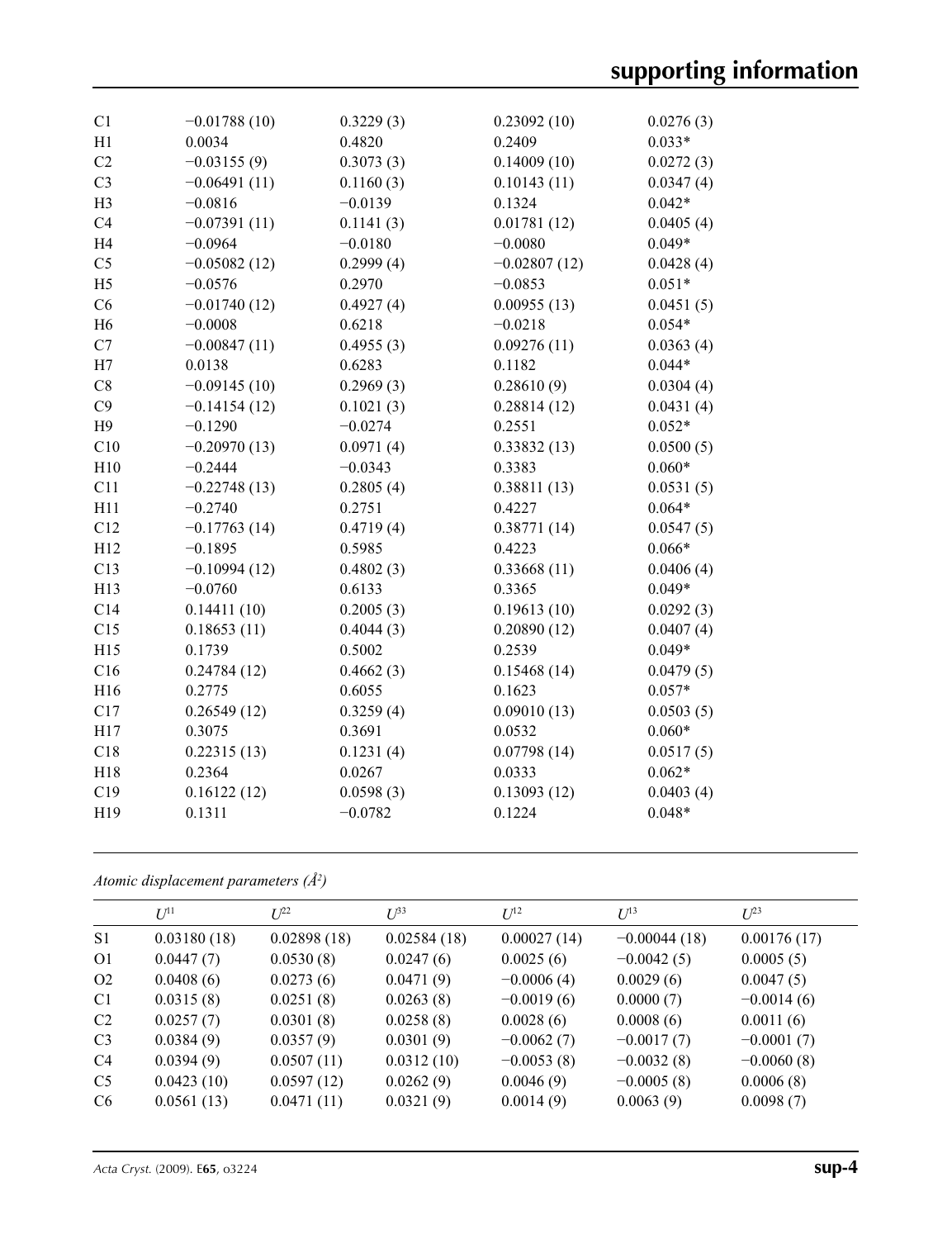| | | | | |
|---|---|---|---|---|
| C1 | −0.01788 (10) | 0.3229 (3) | 0.23092 (10) | 0.0276 (3) |
| H1 | 0.0034 | 0.4820 | 0.2409 | 0.033* |
| C2 | −0.03155 (9) | 0.3073 (3) | 0.14009 (10) | 0.0272 (3) |
| C3 | −0.06491 (11) | 0.1160 (3) | 0.10143 (11) | 0.0347 (4) |
| H3 | −0.0816 | −0.0139 | 0.1324 | 0.042* |
| C4 | −0.07391 (11) | 0.1141 (3) | 0.01781 (12) | 0.0405 (4) |
| H4 | −0.0964 | −0.0180 | −0.0080 | 0.049* |
| C5 | −0.05082 (12) | 0.2999 (4) | −0.02807 (12) | 0.0428 (4) |
| H5 | −0.0576 | 0.2970 | −0.0853 | 0.051* |
| C6 | −0.01740 (12) | 0.4927 (4) | 0.00955 (13) | 0.0451 (5) |
| H6 | −0.0008 | 0.6218 | −0.0218 | 0.054* |
| C7 | −0.00847 (11) | 0.4955 (3) | 0.09276 (11) | 0.0363 (4) |
| H7 | 0.0138 | 0.6283 | 0.1182 | 0.044* |
| C8 | −0.09145 (10) | 0.2969 (3) | 0.28610 (9) | 0.0304 (4) |
| C9 | −0.14154 (12) | 0.1021 (3) | 0.28814 (12) | 0.0431 (4) |
| H9 | −0.1290 | −0.0274 | 0.2551 | 0.052* |
| C10 | −0.20970 (13) | 0.0971 (4) | 0.33832 (13) | 0.0500 (5) |
| H10 | −0.2444 | −0.0343 | 0.3383 | 0.060* |
| C11 | −0.22748 (13) | 0.2805 (4) | 0.38811 (13) | 0.0531 (5) |
| H11 | −0.2740 | 0.2751 | 0.4227 | 0.064* |
| C12 | −0.17763 (14) | 0.4719 (4) | 0.38771 (14) | 0.0547 (5) |
| H12 | −0.1895 | 0.5985 | 0.4223 | 0.066* |
| C13 | −0.10994 (12) | 0.4802 (3) | 0.33668 (11) | 0.0406 (4) |
| H13 | −0.0760 | 0.6133 | 0.3365 | 0.049* |
| C14 | 0.14411 (10) | 0.2005 (3) | 0.19613 (10) | 0.0292 (3) |
| C15 | 0.18653 (11) | 0.4044 (3) | 0.20890 (12) | 0.0407 (4) |
| H15 | 0.1739 | 0.5002 | 0.2539 | 0.049* |
| C16 | 0.24784 (12) | 0.4662 (3) | 0.15468 (14) | 0.0479 (5) |
| H16 | 0.2775 | 0.6055 | 0.1623 | 0.057* |
| C17 | 0.26549 (12) | 0.3259 (4) | 0.09010 (13) | 0.0503 (5) |
| H17 | 0.3075 | 0.3691 | 0.0532 | 0.060* |
| C18 | 0.22315 (13) | 0.1231 (4) | 0.07798 (14) | 0.0517 (5) |
| H18 | 0.2364 | 0.0267 | 0.0333 | 0.062* |
| C19 | 0.16122 (12) | 0.0598 (3) | 0.13093 (12) | 0.0403 (4) |
| H19 | 0.1311 | −0.0782 | 0.1224 | 0.048* |

*Atomic displacement parameters (Å²)*

| | $U^{11}$ | $U^{22}$ | $U^{33}$ | $U^{12}$ | $U^{13}$ | $U^{23}$ |
|---|---|---|---|---|---|---|
| S1 | 0.03180 (18) | 0.02898 (18) | 0.02584 (18) | 0.00027 (14) | −0.00044 (18) | 0.00176 (17) |
| O1 | 0.0447 (7) | 0.0530 (8) | 0.0247 (6) | 0.0025 (6) | −0.0042 (5) | 0.0005 (5) |
| O2 | 0.0408 (6) | 0.0273 (6) | 0.0471 (9) | −0.0006 (4) | 0.0029 (6) | 0.0047 (5) |
| C1 | 0.0315 (8) | 0.0251 (8) | 0.0263 (8) | −0.0019 (6) | 0.0000 (7) | −0.0014 (6) |
| C2 | 0.0257 (7) | 0.0301 (8) | 0.0258 (8) | 0.0028 (6) | 0.0008 (6) | 0.0011 (6) |
| C3 | 0.0384 (9) | 0.0357 (9) | 0.0301 (9) | −0.0062 (7) | −0.0017 (7) | −0.0001 (7) |
| C4 | 0.0394 (9) | 0.0507 (11) | 0.0312 (10) | −0.0053 (8) | −0.0032 (8) | −0.0060 (8) |
| C5 | 0.0423 (10) | 0.0597 (12) | 0.0262 (9) | 0.0046 (9) | −0.0005 (8) | 0.0006 (8) |
| C6 | 0.0561 (13) | 0.0471 (11) | 0.0321 (9) | 0.0014 (9) | 0.0063 (9) | 0.0098 (7) |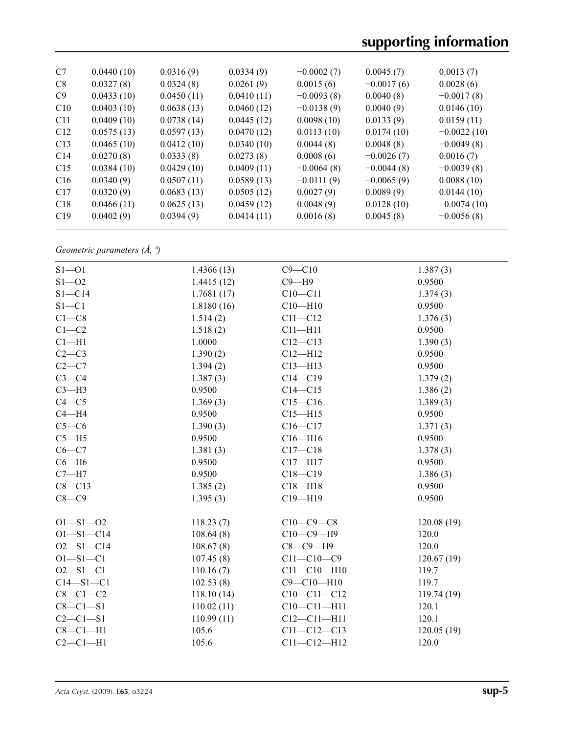| | | | | | | |
|---|---|---|---|---|---|---|
| C7 | 0.0440 (10) | 0.0316 (9) | 0.0334 (9) | −0.0002 (7) | 0.0045 (7) | 0.0013 (7) |
| C8 | 0.0327 (8) | 0.0324 (8) | 0.0261 (9) | 0.0015 (6) | −0.0017 (6) | 0.0028 (6) |
| C9 | 0.0433 (10) | 0.0450 (11) | 0.0410 (11) | −0.0093 (8) | 0.0040 (8) | −0.0017 (8) |
| C10 | 0.0403 (10) | 0.0638 (13) | 0.0460 (12) | −0.0138 (9) | 0.0040 (9) | 0.0146 (10) |
| C11 | 0.0409 (10) | 0.0738 (14) | 0.0445 (12) | 0.0098 (10) | 0.0133 (9) | 0.0159 (11) |
| C12 | 0.0575 (13) | 0.0597 (13) | 0.0470 (12) | 0.0113 (10) | 0.0174 (10) | −0.0022 (10) |
| C13 | 0.0465 (10) | 0.0412 (10) | 0.0340 (10) | 0.0044 (8) | 0.0048 (8) | −0.0049 (8) |
| C14 | 0.0270 (8) | 0.0333 (8) | 0.0273 (8) | 0.0008 (6) | −0.0026 (7) | 0.0016 (7) |
| C15 | 0.0384 (10) | 0.0429 (10) | 0.0409 (11) | −0.0064 (8) | −0.0044 (8) | −0.0039 (8) |
| C16 | 0.0340 (9) | 0.0507 (11) | 0.0589 (13) | −0.0111 (9) | −0.0065 (9) | 0.0088 (10) |
| C17 | 0.0320 (9) | 0.0683 (13) | 0.0505 (12) | 0.0027 (9) | 0.0089 (9) | 0.0144 (10) |
| C18 | 0.0466 (11) | 0.0625 (13) | 0.0459 (12) | 0.0048 (9) | 0.0128 (10) | −0.0074 (10) |
| C19 | 0.0402 (9) | 0.0394 (9) | 0.0414 (11) | 0.0016 (8) | 0.0045 (8) | −0.0056 (8) |

*Geometric parameters (Å, º)*

| | | | |
|---|---|---|---|
| S1—O1 | 1.4366 (13) | C9—C10 | 1.387 (3) |
| S1—O2 | 1.4415 (12) | C9—H9 | 0.9500 |
| S1—C14 | 1.7681 (17) | C10—C11 | 1.374 (3) |
| S1—C1 | 1.8180 (16) | C10—H10 | 0.9500 |
| C1—C8 | 1.514 (2) | C11—C12 | 1.376 (3) |
| C1—C2 | 1.518 (2) | C11—H11 | 0.9500 |
| C1—H1 | 1.0000 | C12—C13 | 1.390 (3) |
| C2—C3 | 1.390 (2) | C12—H12 | 0.9500 |
| C2—C7 | 1.394 (2) | C13—H13 | 0.9500 |
| C3—C4 | 1.387 (3) | C14—C19 | 1.379 (2) |
| C3—H3 | 0.9500 | C14—C15 | 1.386 (2) |
| C4—C5 | 1.369 (3) | C15—C16 | 1.389 (3) |
| C4—H4 | 0.9500 | C15—H15 | 0.9500 |
| C5—C6 | 1.390 (3) | C16—C17 | 1.371 (3) |
| C5—H5 | 0.9500 | C16—H16 | 0.9500 |
| C6—C7 | 1.381 (3) | C17—C18 | 1.378 (3) |
| C6—H6 | 0.9500 | C17—H17 | 0.9500 |
| C7—H7 | 0.9500 | C18—C19 | 1.386 (3) |
| C8—C13 | 1.385 (2) | C18—H18 | 0.9500 |
| C8—C9 | 1.395 (3) | C19—H19 | 0.9500 |
| | | | |
| O1—S1—O2 | 118.23 (7) | C10—C9—C8 | 120.08 (19) |
| O1—S1—C14 | 108.64 (8) | C10—C9—H9 | 120.0 |
| O2—S1—C14 | 108.67 (8) | C8—C9—H9 | 120.0 |
| O1—S1—C1 | 107.45 (8) | C11—C10—C9 | 120.67 (19) |
| O2—S1—C1 | 110.16 (7) | C11—C10—H10 | 119.7 |
| C14—S1—C1 | 102.53 (8) | C9—C10—H10 | 119.7 |
| C8—C1—C2 | 118.10 (14) | C10—C11—C12 | 119.74 (19) |
| C8—C1—S1 | 110.02 (11) | C10—C11—H11 | 120.1 |
| C2—C1—S1 | 110.99 (11) | C12—C11—H11 | 120.1 |
| C8—C1—H1 | 105.6 | C11—C12—C13 | 120.05 (19) |
| C2—C1—H1 | 105.6 | C11—C12—H12 | 120.0 |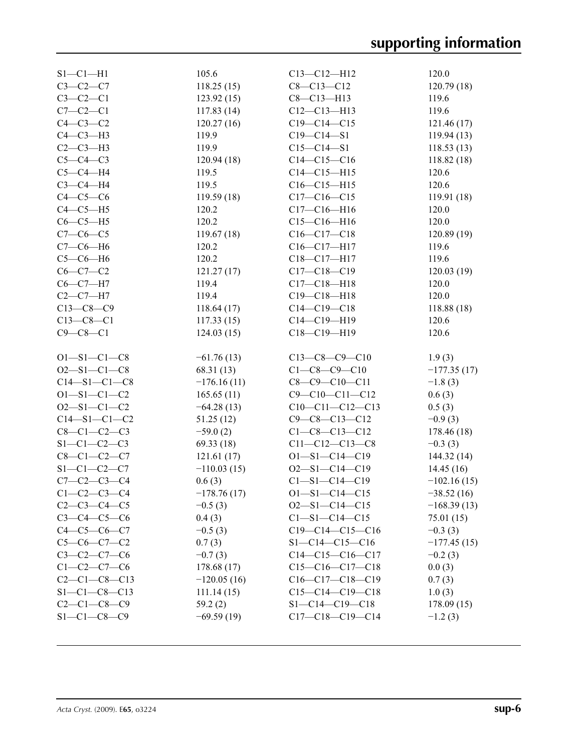| | | | |
|---|---|---|---|
| S1—C1—H1 | 105.6 | C13—C12—H12 | 120.0 |
| C3—C2—C7 | 118.25 (15) | C8—C13—C12 | 120.79 (18) |
| C3—C2—C1 | 123.92 (15) | C8—C13—H13 | 119.6 |
| C7—C2—C1 | 117.83 (14) | C12—C13—H13 | 119.6 |
| C4—C3—C2 | 120.27 (16) | C19—C14—C15 | 121.46 (17) |
| C4—C3—H3 | 119.9 | C19—C14—S1 | 119.94 (13) |
| C2—C3—H3 | 119.9 | C15—C14—S1 | 118.53 (13) |
| C5—C4—C3 | 120.94 (18) | C14—C15—C16 | 118.82 (18) |
| C5—C4—H4 | 119.5 | C14—C15—H15 | 120.6 |
| C3—C4—H4 | 119.5 | C16—C15—H15 | 120.6 |
| C4—C5—C6 | 119.59 (18) | C17—C16—C15 | 119.91 (18) |
| C4—C5—H5 | 120.2 | C17—C16—H16 | 120.0 |
| C6—C5—H5 | 120.2 | C15—C16—H16 | 120.0 |
| C7—C6—C5 | 119.67 (18) | C16—C17—C18 | 120.89 (19) |
| C7—C6—H6 | 120.2 | C16—C17—H17 | 119.6 |
| C5—C6—H6 | 120.2 | C18—C17—H17 | 119.6 |
| C6—C7—C2 | 121.27 (17) | C17—C18—C19 | 120.03 (19) |
| C6—C7—H7 | 119.4 | C17—C18—H18 | 120.0 |
| C2—C7—H7 | 119.4 | C19—C18—H18 | 120.0 |
| C13—C8—C9 | 118.64 (17) | C14—C19—C18 | 118.88 (18) |
| C13—C8—C1 | 117.33 (15) | C14—C19—H19 | 120.6 |
| C9—C8—C1 | 124.03 (15) | C18—C19—H19 | 120.6 |

| | | | |
|---|---|---|---|
| O1—S1—C1—C8 | −61.76 (13) | C13—C8—C9—C10 | 1.9 (3) |
| O2—S1—C1—C8 | 68.31 (13) | C1—C8—C9—C10 | −177.35 (17) |
| C14—S1—C1—C8 | −176.16 (11) | C8—C9—C10—C11 | −1.8 (3) |
| O1—S1—C1—C2 | 165.65 (11) | C9—C10—C11—C12 | 0.6 (3) |
| O2—S1—C1—C2 | −64.28 (13) | C10—C11—C12—C13 | 0.5 (3) |
| C14—S1—C1—C2 | 51.25 (12) | C9—C8—C13—C12 | −0.9 (3) |
| C8—C1—C2—C3 | −59.0 (2) | C1—C8—C13—C12 | 178.46 (18) |
| S1—C1—C2—C3 | 69.33 (18) | C11—C12—C13—C8 | −0.3 (3) |
| C8—C1—C2—C7 | 121.61 (17) | O1—S1—C14—C19 | 144.32 (14) |
| S1—C1—C2—C7 | −110.03 (15) | O2—S1—C14—C19 | 14.45 (16) |
| C7—C2—C3—C4 | 0.6 (3) | C1—S1—C14—C19 | −102.16 (15) |
| C1—C2—C3—C4 | −178.76 (17) | O1—S1—C14—C15 | −38.52 (16) |
| C2—C3—C4—C5 | −0.5 (3) | O2—S1—C14—C15 | −168.39 (13) |
| C3—C4—C5—C6 | 0.4 (3) | C1—S1—C14—C15 | 75.01 (15) |
| C4—C5—C6—C7 | −0.5 (3) | C19—C14—C15—C16 | −0.3 (3) |
| C5—C6—C7—C2 | 0.7 (3) | S1—C14—C15—C16 | −177.45 (15) |
| C3—C2—C7—C6 | −0.7 (3) | C14—C15—C16—C17 | −0.2 (3) |
| C1—C2—C7—C6 | 178.68 (17) | C15—C16—C17—C18 | 0.0 (3) |
| C2—C1—C8—C13 | −120.05 (16) | C16—C17—C18—C19 | 0.7 (3) |
| S1—C1—C8—C13 | 111.14 (15) | C15—C14—C19—C18 | 1.0 (3) |
| C2—C1—C8—C9 | 59.2 (2) | S1—C14—C19—C18 | 178.09 (15) |
| S1—C1—C8—C9 | −69.59 (19) | C17—C18—C19—C14 | −1.2 (3) |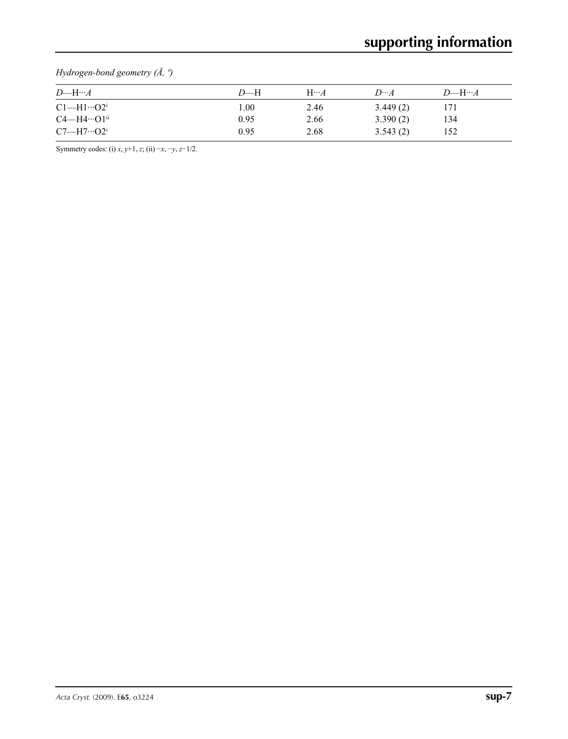*Hydrogen-bond geometry (Å, º)*

| $D$—H···$A$ | $D$—H | H···$A$ | $D$···$A$ | $D$—H···$A$ |
|---|---|---|---|---|
| C1—H1···O2[i] | 1.00 | 2.46 | 3.449 (2) | 171 |
| C4—H4···O1[ii] | 0.95 | 2.66 | 3.390 (2) | 134 |
| C7—H7···O2[i] | 0.95 | 2.68 | 3.543 (2) | 152 |

Symmetry codes: (i) $x$, $y$+1, $z$; (ii) −$x$, −$y$, $z$−1/2.